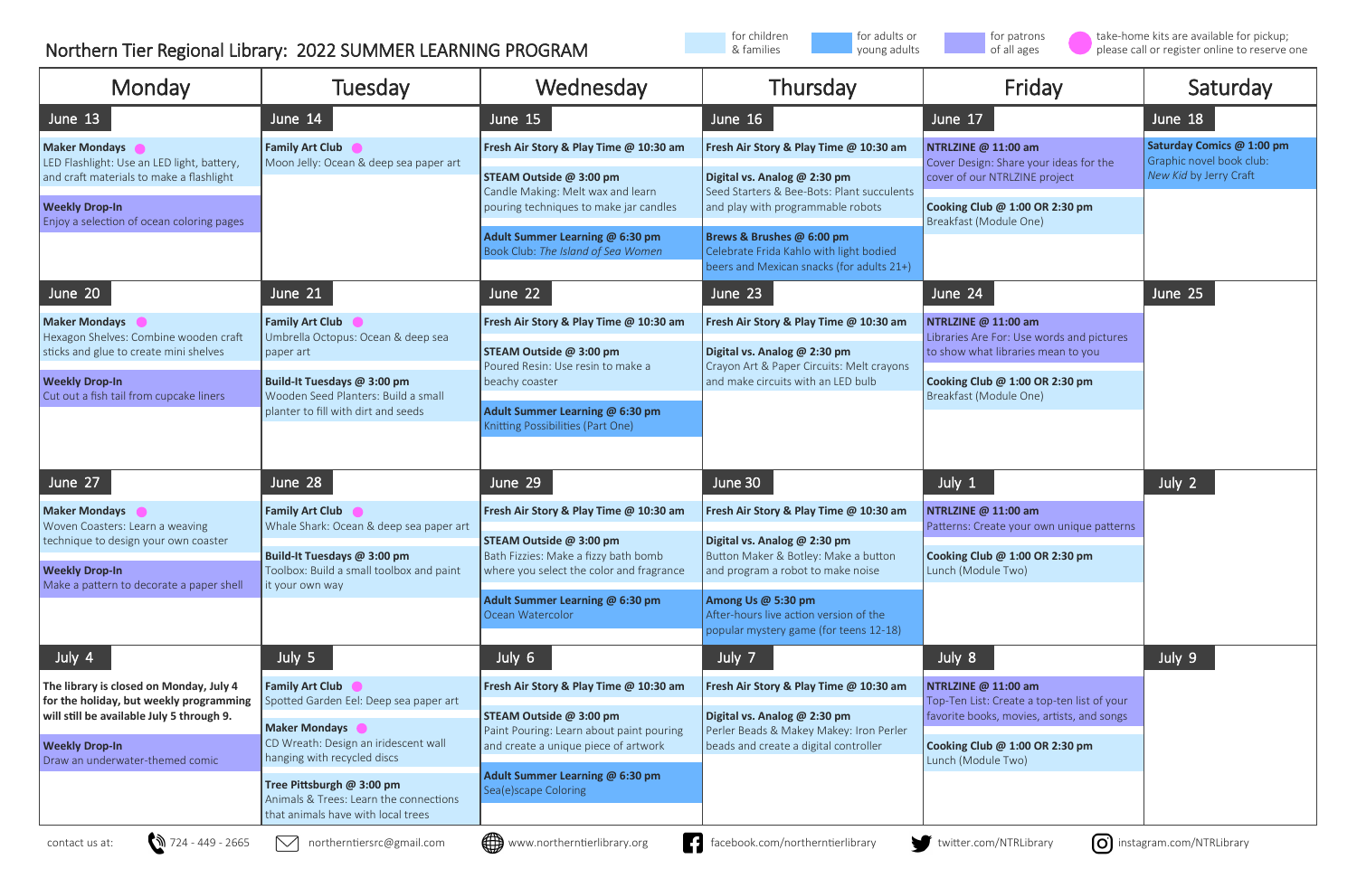# Northern Tier Regional Library: 2022 SUMMER LEARNING PROGRAM

Legend: for children & families | for adults or young adults | for patrons of all ages | ● take-home kits are available for pickup; please call or register online to reserve one

| Monday | Tuesday | Wednesday | Thursday | Friday | Saturday |
|---|---|---|---|---|---|
| **June 13** | **June 14** | **June 15** | **June 16** | **June 17** | **June 18** |
| **Maker Mondays** ● LED Flashlight: Use an LED light, battery, and craft materials to make a flashlight<br><br>**Weekly Drop-In** Enjoy a selection of ocean coloring pages | **Family Art Club** ● Moon Jelly: Ocean & deep sea paper art | **Fresh Air Story & Play Time @ 10:30 am**<br><br>**STEAM Outside @ 3:00 pm** Candle Making: Melt wax and learn pouring techniques to make jar candles<br><br>**Adult Summer Learning @ 6:30 pm** Book Club: *The Island of Sea Women* | **Fresh Air Story & Play Time @ 10:30 am**<br><br>**Digital vs. Analog @ 2:30 pm** Seed Starters & Bee-Bots: Plant succulents and play with programmable robots<br><br>**Brews & Brushes @ 6:00 pm** Celebrate Frida Kahlo with light bodied beers and Mexican snacks (for adults 21+) | **NTRLZINE @ 11:00 am** Cover Design: Share your ideas for the cover of our NTRLZINE project<br><br>**Cooking Club @ 1:00 OR 2:30 pm** Breakfast (Module One) | **Saturday Comics @ 1:00 pm** Graphic novel book club: *New Kid* by Jerry Craft |
| **June 20** | **June 21** | **June 22** | **June 23** | **June 24** | **June 25** |
| **Maker Mondays** ● Hexagon Shelves: Combine wooden craft sticks and glue to create mini shelves<br><br>**Weekly Drop-In** Cut out a fish tail from cupcake liners | **Family Art Club** ● Umbrella Octopus: Ocean & deep sea paper art<br><br>**Build-It Tuesdays @ 3:00 pm** Wooden Seed Planters: Build a small planter to fill with dirt and seeds | **Fresh Air Story & Play Time @ 10:30 am**<br><br>**STEAM Outside @ 3:00 pm** Poured Resin: Use resin to make a beachy coaster<br><br>**Adult Summer Learning @ 6:30 pm** Knitting Possibilities (Part One) | **Fresh Air Story & Play Time @ 10:30 am**<br><br>**Digital vs. Analog @ 2:30 pm** Crayon Art & Paper Circuits: Melt crayons and make circuits with an LED bulb | **NTRLZINE @ 11:00 am** Libraries Are For: Use words and pictures to show what libraries mean to you<br><br>**Cooking Club @ 1:00 OR 2:30 pm** Breakfast (Module One) | |
| **June 27** | **June 28** | **June 29** | **June 30** | **July 1** | **July 2** |
| **Maker Mondays** ● Woven Coasters: Learn a weaving technique to design your own coaster<br><br>**Weekly Drop-In** Make a pattern to decorate a paper shell | **Family Art Club** ● Whale Shark: Ocean & deep sea paper art<br><br>**Build-It Tuesdays @ 3:00 pm** Toolbox: Build a small toolbox and paint it your own way | **Fresh Air Story & Play Time @ 10:30 am**<br><br>**STEAM Outside @ 3:00 pm** Bath Fizzies: Make a fizzy bath bomb where you select the color and fragrance<br><br>**Adult Summer Learning @ 6:30 pm** Ocean Watercolor | **Fresh Air Story & Play Time @ 10:30 am**<br><br>**Digital vs. Analog @ 2:30 pm** Button Maker & Botley: Make a button and program a robot to make noise<br><br>**Among Us @ 5:30 pm** After-hours live action version of the popular mystery game (for teens 12-18) | **NTRLZINE @ 11:00 am** Patterns: Create your own unique patterns<br><br>**Cooking Club @ 1:00 OR 2:30 pm** Lunch (Module Two) | |
| **July 4** | **July 5** | **July 6** | **July 7** | **July 8** | **July 9** |
| **The library is closed on Monday, July 4 for the holiday, but weekly programming will still be available July 5 through 9.**<br><br>**Weekly Drop-In** Draw an underwater-themed comic | **Family Art Club** ● Spotted Garden Eel: Deep sea paper art<br><br>**Maker Mondays** ● CD Wreath: Design an iridescent wall hanging with recycled discs<br><br>**Tree Pittsburgh @ 3:00 pm** Animals & Trees: Learn the connections that animals have with local trees | **Fresh Air Story & Play Time @ 10:30 am**<br><br>**STEAM Outside @ 3:00 pm** Paint Pouring: Learn about paint pouring and create a unique piece of artwork<br><br>**Adult Summer Learning @ 6:30 pm** Sea(e)scape Coloring | **Fresh Air Story & Play Time @ 10:30 am**<br><br>**Digital vs. Analog @ 2:30 pm** Perler Beads & Makey Makey: Iron Perler beads and create a digital controller | **NTRLZINE @ 11:00 am** Top-Ten List: Create a top-ten list of your favorite books, movies, artists, and songs<br><br>**Cooking Club @ 1:00 OR 2:30 pm** Lunch (Module Two) | |

contact us at: 724 - 449 - 2665 | northerntiersrc@gmail.com | www.northerntierlibrary.org | facebook.com/northerntierlibrary | twitter.com/NTRLibrary | instagram.com/NTRLibrary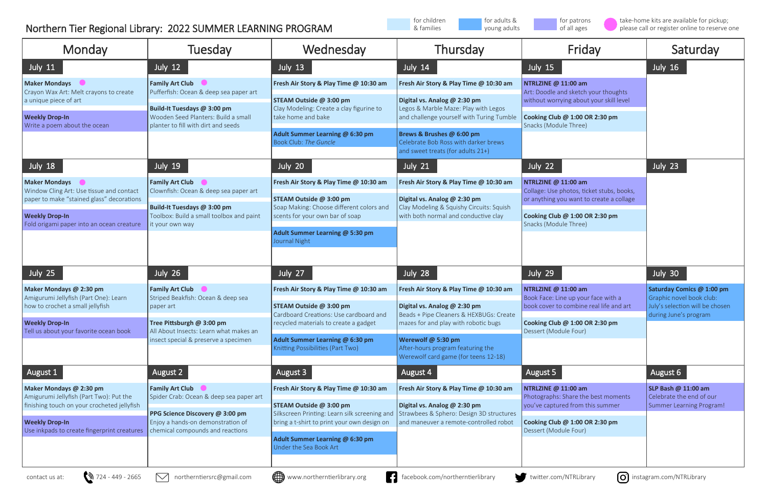# Northern Tier Regional Library: 2022 SUMMER LEARNING PROGRAM

Legend: for children & families | for adults & young adults | for patrons of all ages | ● take-home kits are available for pickup; please call or register online to reserve one

| Monday | Tuesday | Wednesday | Thursday | Friday | Saturday |
|---|---|---|---|---|---|
| **July 11**<br>**Maker Mondays** ●<br>Crayon Wax Art: Melt crayons to create a unique piece of art<br>**Weekly Drop-In**<br>Write a poem about the ocean | **July 12**<br>**Family Art Club** ●<br>Pufferfish: Ocean & deep sea paper art<br>**Build-It Tuesdays @ 3:00 pm**<br>Wooden Seed Planters: Build a small planter to fill with dirt and seeds | **July 13**<br>**Fresh Air Story & Play Time @ 10:30 am**<br>**STEAM Outside @ 3:00 pm**<br>Clay Modeling: Create a clay figurine to take home and bake<br>**Adult Summer Learning @ 6:30 pm**<br>Book Club: *The Guncle* | **July 14**<br>**Fresh Air Story & Play Time @ 10:30 am**<br>**Digital vs. Analog @ 2:30 pm**<br>Legos & Marble Maze: Play with Legos and challenge yourself with Turing Tumble<br>**Brews & Brushes @ 6:00 pm**<br>Celebrate Bob Ross with darker brews and sweet treats (for adults 21+) | **July 15**<br>**NTRLZINE @ 11:00 am**<br>Art: Doodle and sketch your thoughts without worrying about your skill level<br>**Cooking Club @ 1:00 OR 2:30 pm**<br>Snacks (Module Three) | **July 16** |
| **July 18**<br>**Maker Mondays** ●<br>Window Cling Art: Use tissue and contact paper to make "stained glass" decorations<br>**Weekly Drop-In**<br>Fold origami paper into an ocean creature | **July 19**<br>**Family Art Club** ●<br>Clownfish: Ocean & deep sea paper art<br>**Build-It Tuesdays @ 3:00 pm**<br>Toolbox: Build a small toolbox and paint it your own way | **July 20**<br>**Fresh Air Story & Play Time @ 10:30 am**<br>**STEAM Outside @ 3:00 pm**<br>Soap Making: Choose different colors and scents for your own bar of soap<br>**Adult Summer Learning @ 5:30 pm**<br>Journal Night | **July 21**<br>**Fresh Air Story & Play Time @ 10:30 am**<br>**Digital vs. Analog @ 2:30 pm**<br>Clay Modeling & Squishy Circuits: Squish with both normal and conductive clay | **July 22**<br>**NTRLZINE @ 11:00 am**<br>Collage: Use photos, ticket stubs, books, or anything you want to create a collage<br>**Cooking Club @ 1:00 OR 2:30 pm**<br>Snacks (Module Three) | **July 23** |
| **July 25**<br>**Maker Mondays @ 2:30 pm**<br>Amigurumi Jellyfish (Part One): Learn how to crochet a small jellyfish<br>**Weekly Drop-In**<br>Tell us about your favorite ocean book | **July 26**<br>**Family Art Club** ●<br>Striped Beakfish: Ocean & deep sea paper art<br>**Tree Pittsburgh @ 3:00 pm**<br>All About Insects: Learn what makes an insect special & preserve a specimen | **July 27**<br>**Fresh Air Story & Play Time @ 10:30 am**<br>**STEAM Outside @ 3:00 pm**<br>Cardboard Creations: Use cardboard and recycled materials to create a gadget<br>**Adult Summer Learning @ 6:30 pm**<br>Knitting Possibilities (Part Two) | **July 28**<br>**Fresh Air Story & Play Time @ 10:30 am**<br>**Digital vs. Analog @ 2:30 pm**<br>Beads + Pipe Cleaners & HEXBUGs: Create mazes for and play with robotic bugs<br>**Werewolf @ 5:30 pm**<br>After-hours program featuring the Werewolf card game (for teens 12-18) | **July 29**<br>**NTRLZINE @ 11:00 am**<br>Book Face: Line up your face with a book cover to combine real life and art<br>**Cooking Club @ 1:00 OR 2:30 pm**<br>Dessert (Module Four) | **July 30**<br>**Saturday Comics @ 1:00 pm**<br>Graphic novel book club: July's selection will be chosen during June's program |
| **August 1**<br>**Maker Mondays @ 2:30 pm**<br>Amigurumi Jellyfish (Part Two): Put the finishing touch on your crocheted jellyfish<br>**Weekly Drop-In**<br>Use inkpads to create fingerprint creatures | **August 2**<br>**Family Art Club** ●<br>Spider Crab: Ocean & deep sea paper art<br>**PPG Science Discovery @ 3:00 pm**<br>Enjoy a hands-on demonstration of chemical compounds and reactions | **August 3**<br>**Fresh Air Story & Play Time @ 10:30 am**<br>**STEAM Outside @ 3:00 pm**<br>Silkscreen Printing: Learn silk screening and bring a t-shirt to print your own design on<br>**Adult Summer Learning @ 6:30 pm**<br>Under the Sea Book Art | **August 4**<br>**Fresh Air Story & Play Time @ 10:30 am**<br>**Digital vs. Analog @ 2:30 pm**<br>Strawbees & Sphero: Design 3D structures and maneuver a remote-controlled robot | **August 5**<br>**NTRLZINE @ 11:00 am**<br>Photographs: Share the best moments you've captured from this summer<br>**Cooking Club @ 1:00 OR 2:30 pm**<br>Dessert (Module Four) | **August 6**<br>**SLP Bash @ 11:00 am**<br>Celebrate the end of our Summer Learning Program! |

contact us at: 724 - 449 - 2665 | northerntiersrc@gmail.com | www.northerntierlibrary.org | facebook.com/northerntierlibrary | twitter.com/NTRLibrary | instagram.com/NTRLibrary